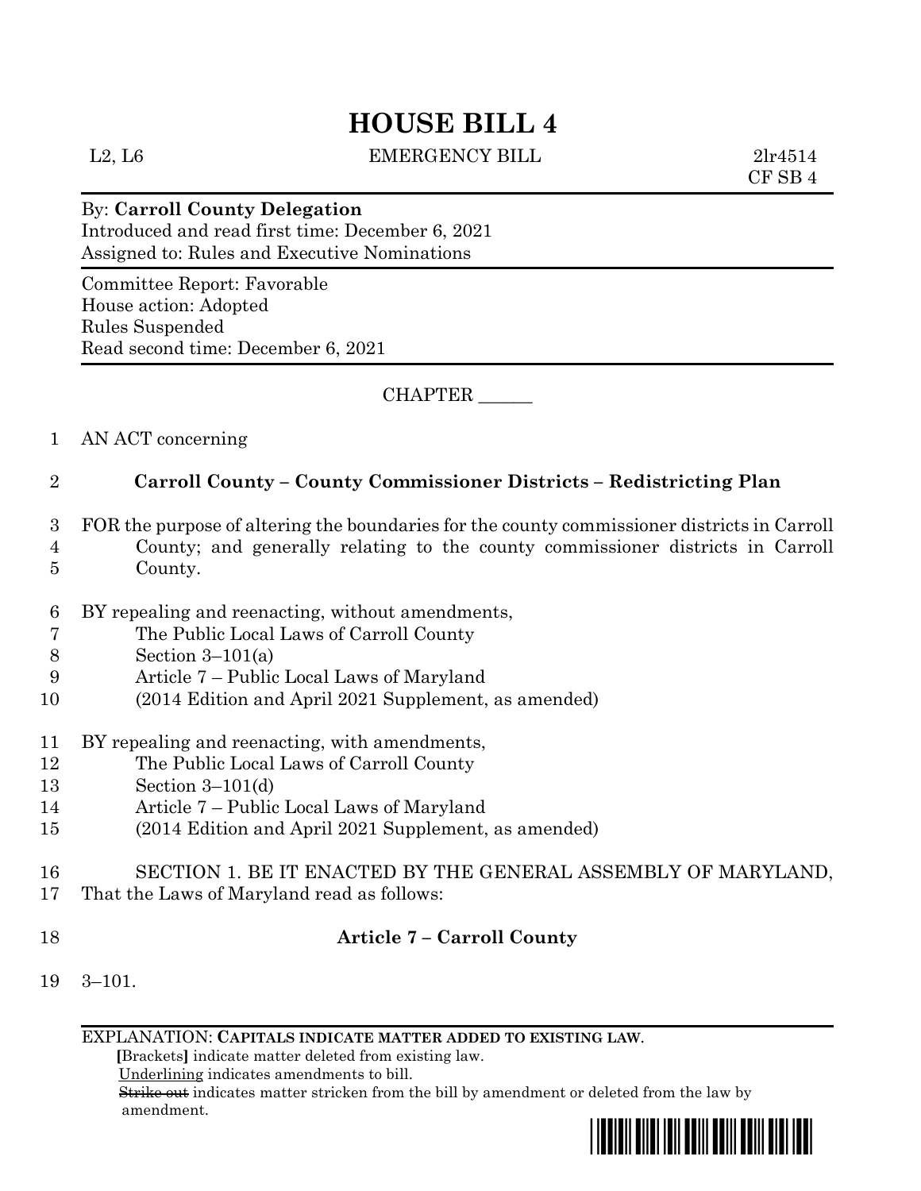# HOUSE BILL 4

L2, L6 EMERGENCY BILL 2lr4514
CF SB 4

By: **Carroll County Delegation**
Introduced and read first time: December 6, 2021
Assigned to: Rules and Executive Nominations

Committee Report: Favorable
House action: Adopted
Rules Suspended
Read second time: December 6, 2021

CHAPTER ______

AN ACT concerning

**Carroll County – County Commissioner Districts – Redistricting Plan**

FOR the purpose of altering the boundaries for the county commissioner districts in Carroll County; and generally relating to the county commissioner districts in Carroll County.

BY repealing and reenacting, without amendments,
The Public Local Laws of Carroll County
Section 3–101(a)
Article 7 – Public Local Laws of Maryland
(2014 Edition and April 2021 Supplement, as amended)

BY repealing and reenacting, with amendments,
The Public Local Laws of Carroll County
Section 3–101(d)
Article 7 – Public Local Laws of Maryland
(2014 Edition and April 2021 Supplement, as amended)

SECTION 1. BE IT ENACTED BY THE GENERAL ASSEMBLY OF MARYLAND, That the Laws of Maryland read as follows:

**Article 7 – Carroll County**

3–101.

EXPLANATION: **CAPITALS INDICATE MATTER ADDED TO EXISTING LAW.**
**[**Brackets**]** indicate matter deleted from existing law.
Underlining indicates amendments to bill.
~~Strike out~~ indicates matter stricken from the bill by amendment or deleted from the law by amendment.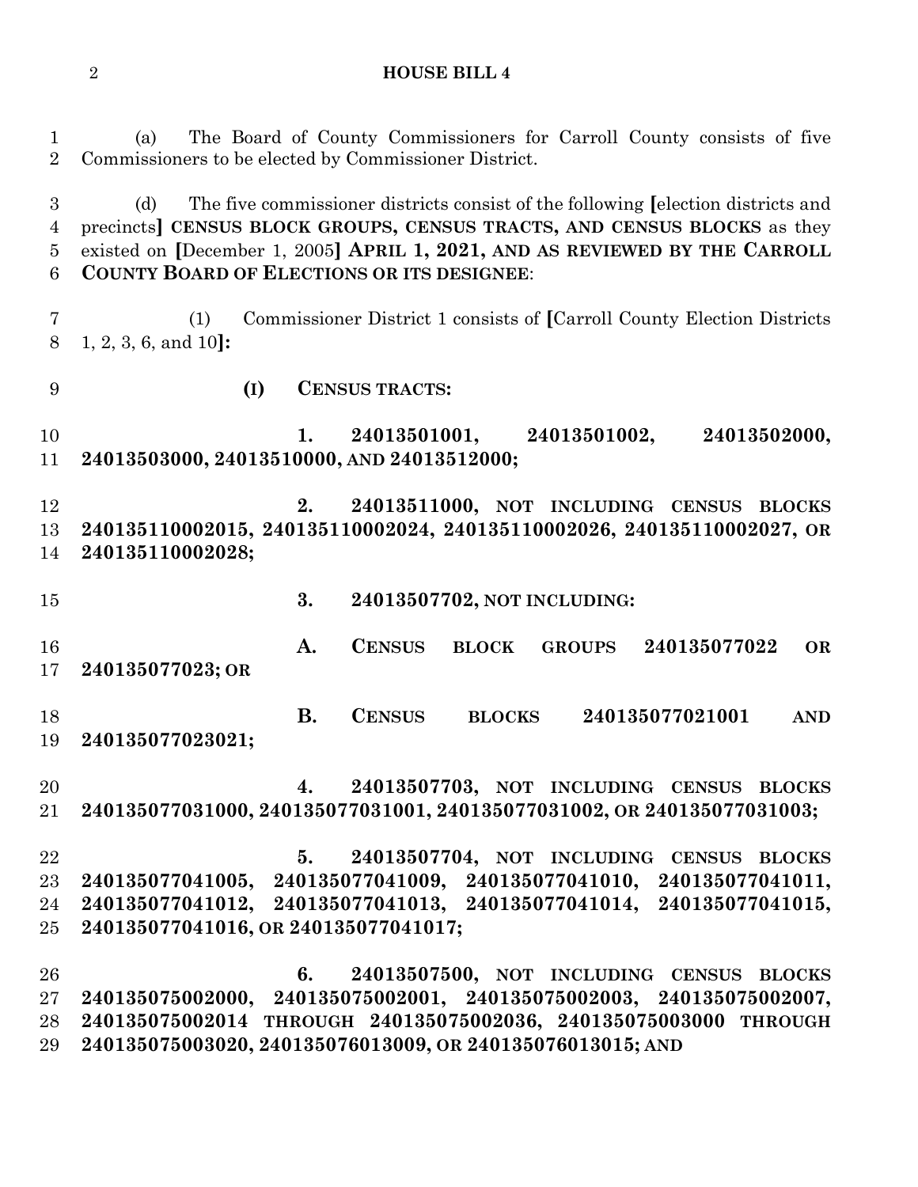(a) The Board of County Commissioners for Carroll County consists of five Commissioners to be elected by Commissioner District.

(d) The five commissioner districts consist of the following [election districts and precincts] **CENSUS BLOCK GROUPS, CENSUS TRACTS, AND CENSUS BLOCKS** as they existed on [December 1, 2005] **APRIL 1, 2021, AND AS REVIEWED BY THE CARROLL COUNTY BOARD OF ELECTIONS OR ITS DESIGNEE**:

(1) Commissioner District 1 consists of [Carroll County Election Districts 1, 2, 3, 6, and 10]:

**(I) CENSUS TRACTS:**

**1. 24013501001, 24013501002, 24013502000, 24013503000, 24013510000, AND 24013512000;**

**2. 24013511000, NOT INCLUDING CENSUS BLOCKS 240135110002015, 240135110002024, 240135110002026, 240135110002027, OR 240135110002028;**

**3. 24013507702, NOT INCLUDING:**

**A. CENSUS BLOCK GROUPS 240135077022 OR 240135077023; OR**

**B. CENSUS BLOCKS 240135077021001 AND 240135077023021;**

**4. 24013507703, NOT INCLUDING CENSUS BLOCKS 240135077031000, 240135077031001, 240135077031002, OR 240135077031003;**

**5. 24013507704, NOT INCLUDING CENSUS BLOCKS 240135077041005, 240135077041009, 240135077041010, 240135077041011, 240135077041012, 240135077041013, 240135077041014, 240135077041015, 240135077041016, OR 240135077041017;**

**6. 24013507500, NOT INCLUDING CENSUS BLOCKS 240135075002000, 240135075002001, 240135075002003, 240135075002007, 240135075002014 THROUGH 240135075002036, 240135075003000 THROUGH 240135075003020, 240135076013009, OR 240135076013015; AND**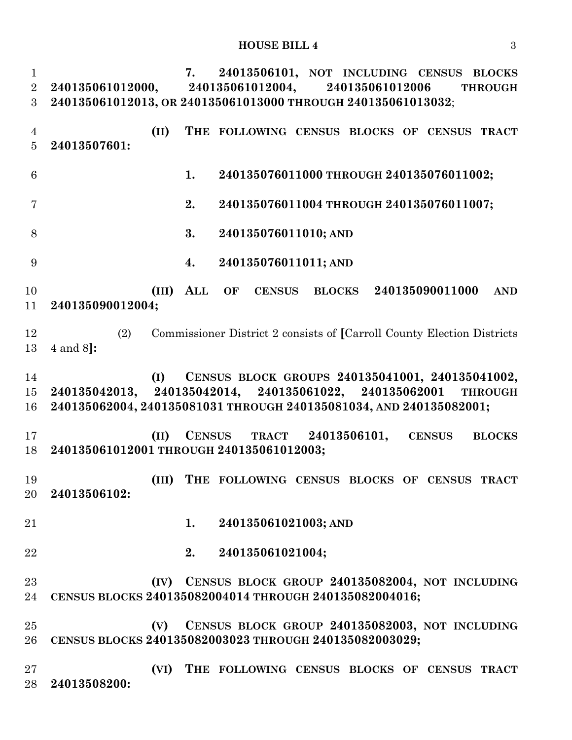**7. 24013506101, NOT INCLUDING CENSUS BLOCKS 240135061012000, 240135061012004, 240135061012006 THROUGH 240135061012013, OR 240135061013000 THROUGH 240135061013032**;

**(II) THE FOLLOWING CENSUS BLOCKS OF CENSUS TRACT 24013507601:**

**1. 240135076011000 THROUGH 240135076011002;**

**2. 240135076011004 THROUGH 240135076011007;**

**3. 240135076011010; AND**

**4. 240135076011011; AND**

**(III) ALL OF CENSUS BLOCKS 240135090011000 AND 240135090012004;**

(2) Commissioner District 2 consists of **[**Carroll County Election Districts 4 and 8**]:**

**(I) CENSUS BLOCK GROUPS 240135041001, 240135041002, 240135042013, 240135042014, 240135061022, 240135062001 THROUGH 240135062004, 240135081031 THROUGH 240135081034, AND 240135082001;**

**(II) CENSUS TRACT 24013506101, CENSUS BLOCKS 240135061012001 THROUGH 240135061012003;**

**(III) THE FOLLOWING CENSUS BLOCKS OF CENSUS TRACT 24013506102:**

**1. 240135061021003; AND**

**2. 240135061021004;**

**(IV) CENSUS BLOCK GROUP 240135082004, NOT INCLUDING CENSUS BLOCKS 240135082004014 THROUGH 240135082004016;**

**(V) CENSUS BLOCK GROUP 240135082003, NOT INCLUDING CENSUS BLOCKS 240135082003023 THROUGH 240135082003029;**

**(VI) THE FOLLOWING CENSUS BLOCKS OF CENSUS TRACT 24013508200:**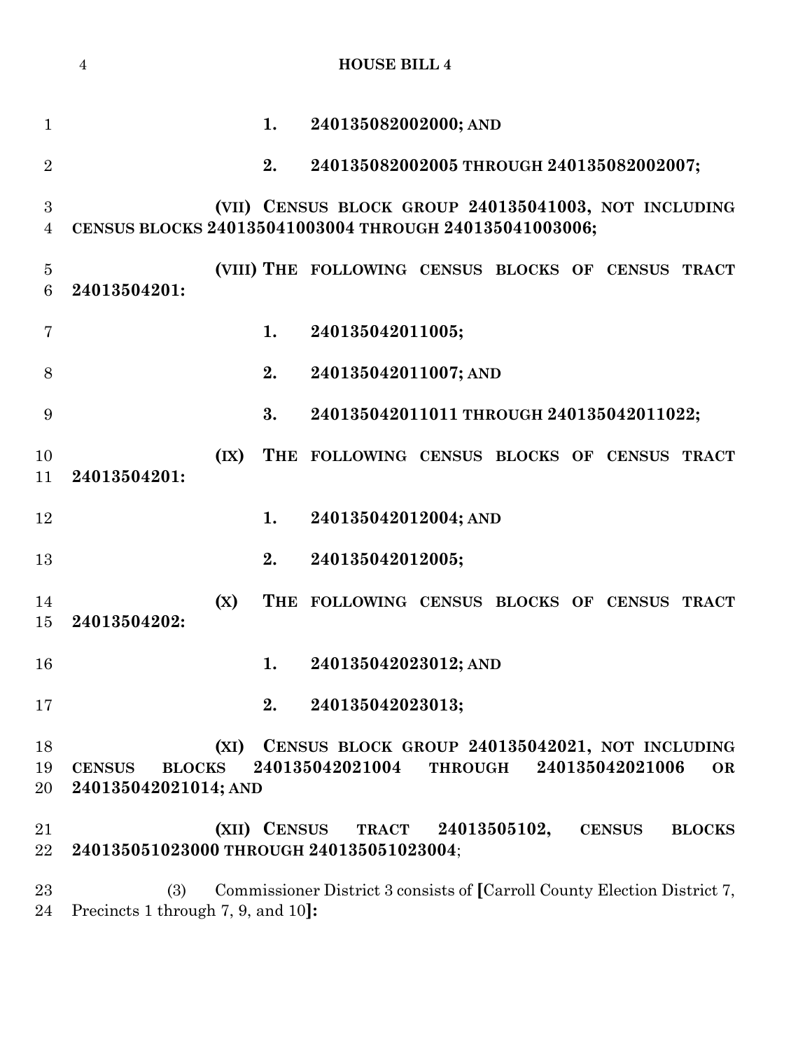1. **240135082002000; AND**

2. **240135082002005 THROUGH 240135082002007;**

**(VII) CENSUS BLOCK GROUP 240135041003, NOT INCLUDING CENSUS BLOCKS 240135041003004 THROUGH 240135041003006;**

**(VIII) THE FOLLOWING CENSUS BLOCKS OF CENSUS TRACT 24013504201:**

1. **240135042011005;**

2. **240135042011007; AND**

3. **240135042011011 THROUGH 240135042011022;**

**(IX) THE FOLLOWING CENSUS BLOCKS OF CENSUS TRACT 24013504201:**

1. **240135042012004; AND**

2. **240135042012005;**

**(X) THE FOLLOWING CENSUS BLOCKS OF CENSUS TRACT 24013504202:**

1. **240135042023012; AND**

2. **240135042023013;**

**(XI) CENSUS BLOCK GROUP 240135042021, NOT INCLUDING CENSUS BLOCKS 240135042021004 THROUGH 240135042021006 OR 240135042021014; AND**

**(XII) CENSUS TRACT 24013505102, CENSUS BLOCKS 240135051023000 THROUGH 240135051023004**;

(3) Commissioner District 3 consists of **[**Carroll County Election District 7, Precincts 1 through 7, 9, and 10**]:**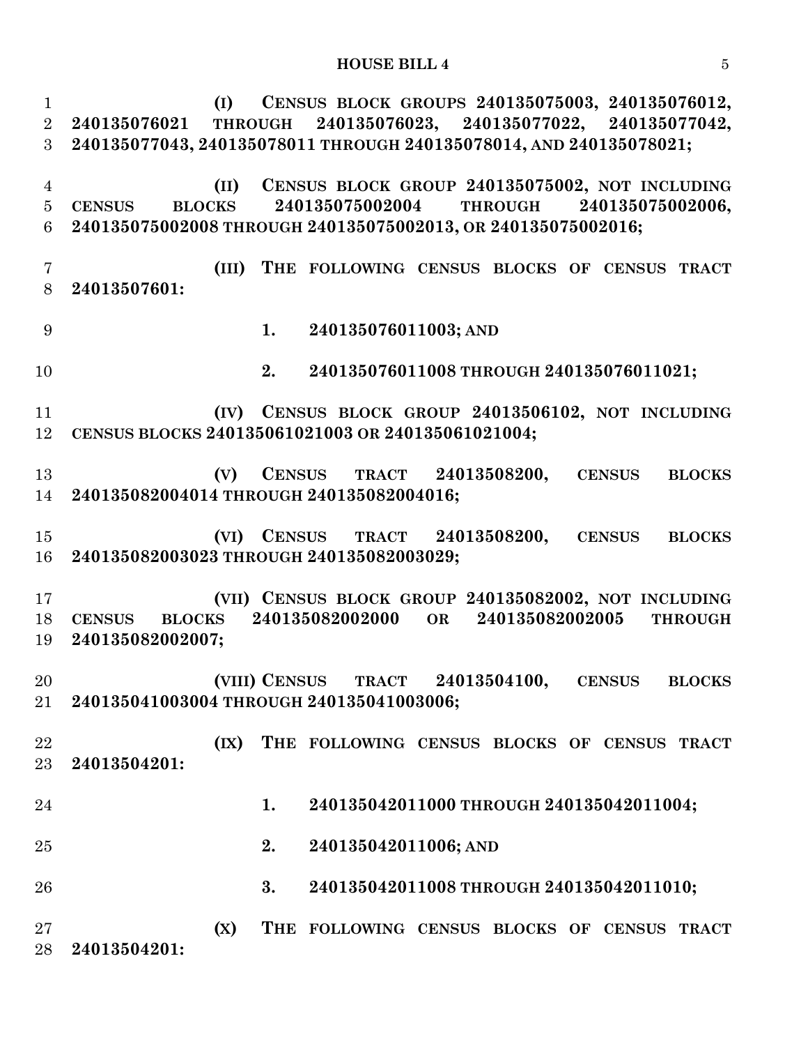(I) CENSUS BLOCK GROUPS 240135075003, 240135076012, 240135076021 THROUGH 240135076023, 240135077022, 240135077042, 240135077043, 240135078011 THROUGH 240135078014, AND 240135078021;

(II) CENSUS BLOCK GROUP 240135075002, NOT INCLUDING CENSUS BLOCKS 240135075002004 THROUGH 240135075002006, 240135075002008 THROUGH 240135075002013, OR 240135075002016;

(III) THE FOLLOWING CENSUS BLOCKS OF CENSUS TRACT 24013507601:

1. 240135076011003; AND

2. 240135076011008 THROUGH 240135076011021;

(IV) CENSUS BLOCK GROUP 24013506102, NOT INCLUDING CENSUS BLOCKS 240135061021003 OR 240135061021004;

(V) CENSUS TRACT 24013508200, CENSUS BLOCKS 240135082004014 THROUGH 240135082004016;

(VI) CENSUS TRACT 24013508200, CENSUS BLOCKS 240135082003023 THROUGH 240135082003029;

(VII) CENSUS BLOCK GROUP 240135082002, NOT INCLUDING CENSUS BLOCKS 240135082002000 OR 240135082002005 THROUGH 240135082002007;

(VIII) CENSUS TRACT 24013504100, CENSUS BLOCKS 240135041003004 THROUGH 240135041003006;

(IX) THE FOLLOWING CENSUS BLOCKS OF CENSUS TRACT 24013504201:

1. 240135042011000 THROUGH 240135042011004;

2. 240135042011006; AND

3. 240135042011008 THROUGH 240135042011010;

(X) THE FOLLOWING CENSUS BLOCKS OF CENSUS TRACT 24013504201: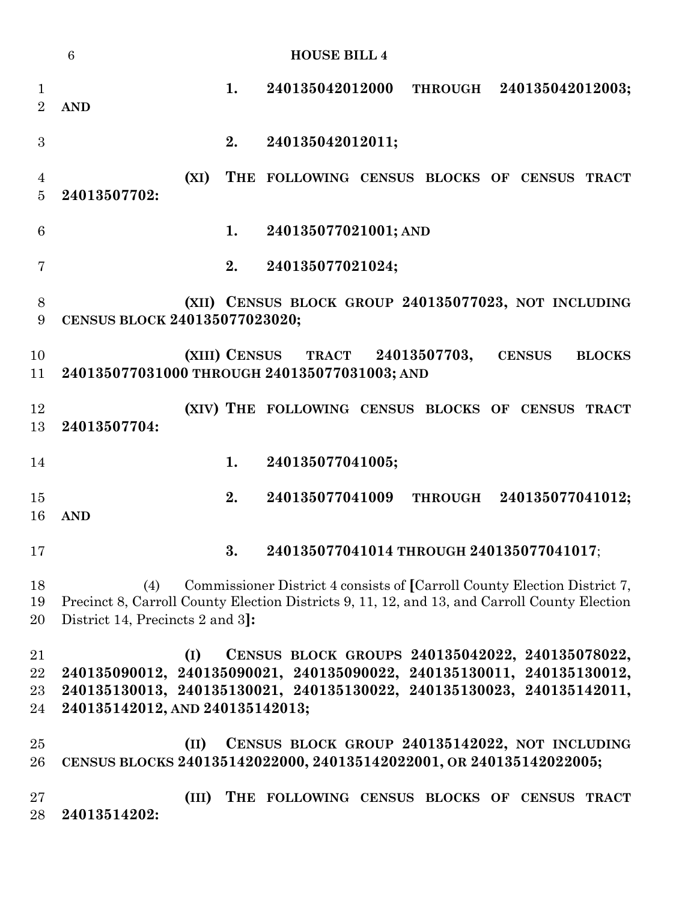1. **240135042012000 THROUGH 240135042012003; AND**

2. **240135042012011;**

**(XI) THE FOLLOWING CENSUS BLOCKS OF CENSUS TRACT 24013507702:**

1. **240135077021001; AND**

2. **240135077021024;**

**(XII) CENSUS BLOCK GROUP 240135077023, NOT INCLUDING CENSUS BLOCK 240135077023020;**

**(XIII) CENSUS TRACT 24013507703, CENSUS BLOCKS 240135077031000 THROUGH 240135077031003; AND**

**(XIV) THE FOLLOWING CENSUS BLOCKS OF CENSUS TRACT 24013507704:**

1. **240135077041005;**

2. **240135077041009 THROUGH 240135077041012; AND**

3. **240135077041014 THROUGH 240135077041017**;

(4) Commissioner District 4 consists of **[**Carroll County Election District 7, Precinct 8, Carroll County Election Districts 9, 11, 12, and 13, and Carroll County Election District 14, Precincts 2 and 3**]:**

**(I) CENSUS BLOCK GROUPS 240135042022, 240135078022, 240135090012, 240135090021, 240135090022, 240135130011, 240135130012, 240135130013, 240135130021, 240135130022, 240135130023, 240135142011, 240135142012, AND 240135142013;**

**(II) CENSUS BLOCK GROUP 240135142022, NOT INCLUDING CENSUS BLOCKS 240135142022000, 240135142022001, OR 240135142022005;**

**(III) THE FOLLOWING CENSUS BLOCKS OF CENSUS TRACT 24013514202:**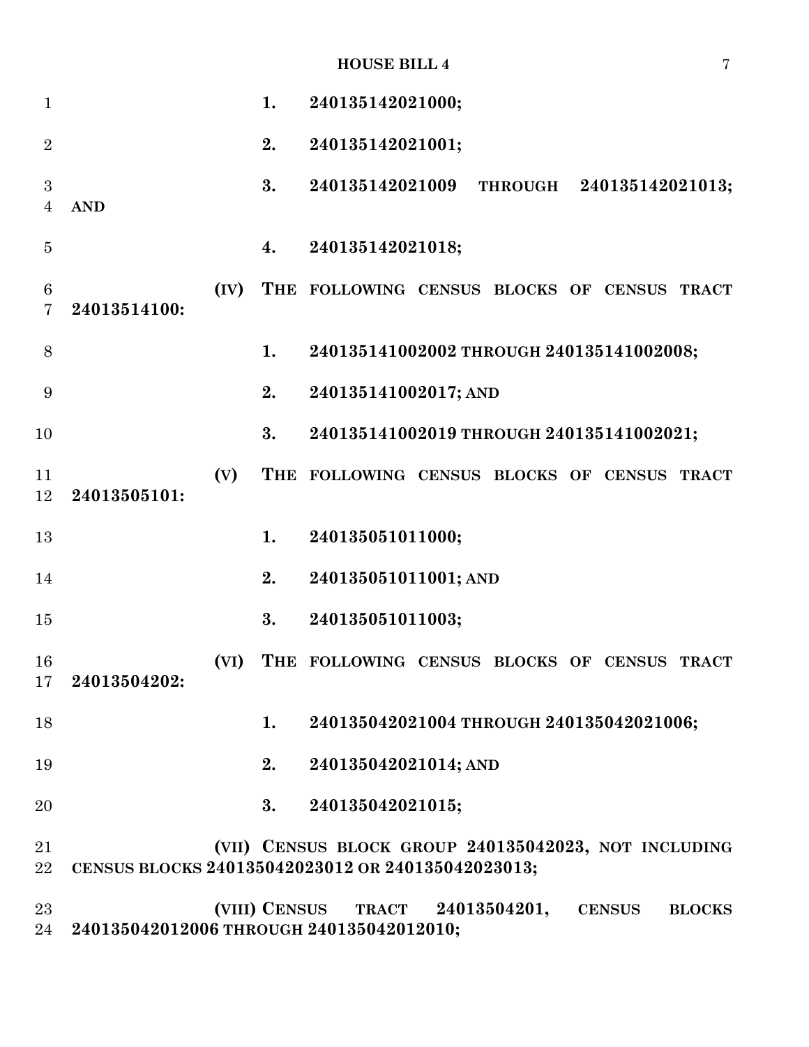1. **240135142021000;**

2. **240135142021001;**

3. **240135142021009 THROUGH 240135142021013; AND**

4. **240135142021018;**

**(IV) THE FOLLOWING CENSUS BLOCKS OF CENSUS TRACT 24013514100:**

1. **240135141002002 THROUGH 240135141002008;**

2. **240135141002017; AND**

3. **240135141002019 THROUGH 240135141002021;**

**(V) THE FOLLOWING CENSUS BLOCKS OF CENSUS TRACT 24013505101:**

1. **240135051011000;**

2. **240135051011001; AND**

3. **240135051011003;**

**(VI) THE FOLLOWING CENSUS BLOCKS OF CENSUS TRACT 24013504202:**

1. **240135042021004 THROUGH 240135042021006;**

2. **240135042021014; AND**

3. **240135042021015;**

**(VII) CENSUS BLOCK GROUP 240135042023, NOT INCLUDING CENSUS BLOCKS 240135042023012 OR 240135042023013;**

**(VIII) CENSUS TRACT 24013504201, CENSUS BLOCKS 240135042012006 THROUGH 240135042012010;**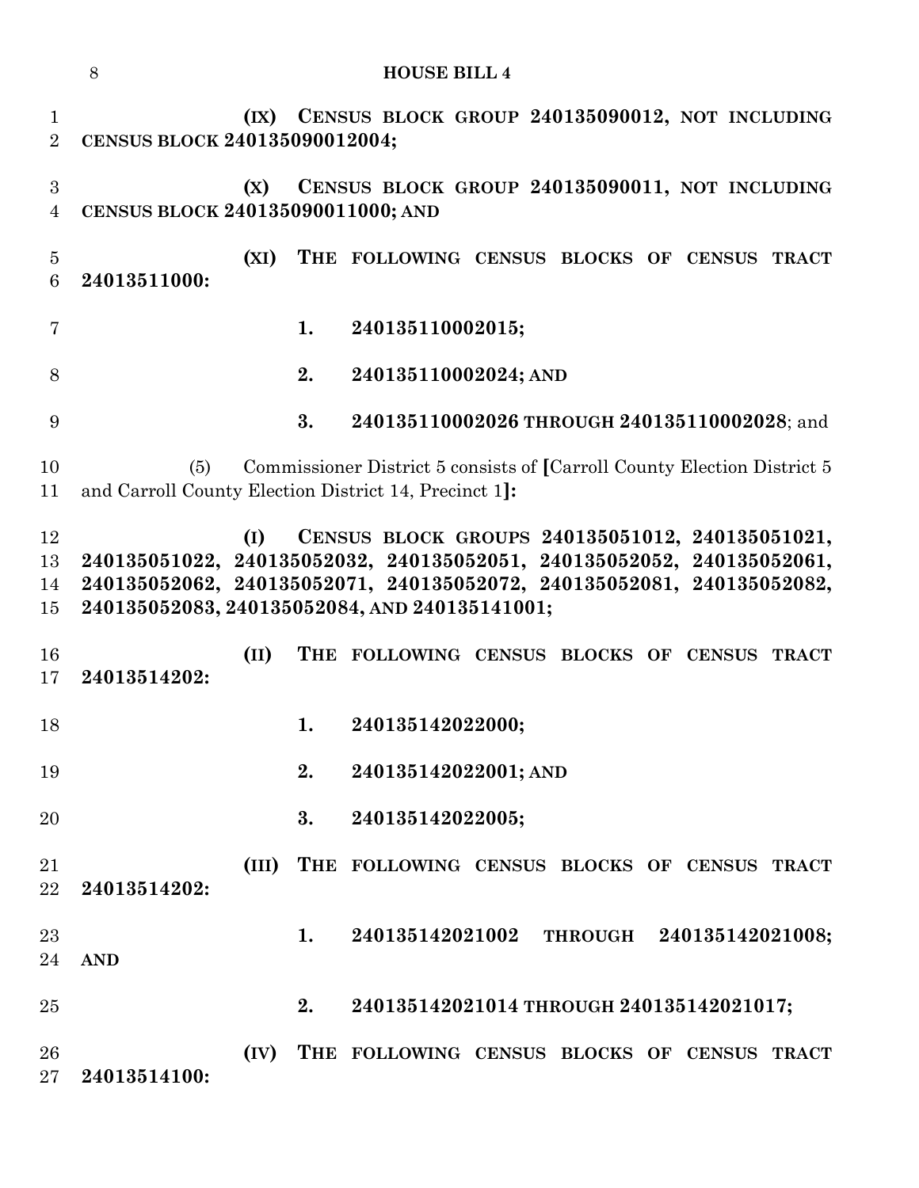**(IX) CENSUS BLOCK GROUP 240135090012, NOT INCLUDING CENSUS BLOCK 240135090012004;**

**(X) CENSUS BLOCK GROUP 240135090011, NOT INCLUDING CENSUS BLOCK 240135090011000; AND**

**(XI) THE FOLLOWING CENSUS BLOCKS OF CENSUS TRACT 24013511000:**

**1. 240135110002015;**

**2. 240135110002024; AND**

**3. 240135110002026 THROUGH 240135110002028**; and

(5) Commissioner District 5 consists of **[**Carroll County Election District 5 and Carroll County Election District 14, Precinct 1**]**:

**(I) CENSUS BLOCK GROUPS 240135051012, 240135051021, 240135051022, 240135052032, 240135052051, 240135052052, 240135052061, 240135052062, 240135052071, 240135052072, 240135052081, 240135052082, 240135052083, 240135052084, AND 240135141001;**

**(II) THE FOLLOWING CENSUS BLOCKS OF CENSUS TRACT 24013514202:**

**1. 240135142022000;**

**2. 240135142022001; AND**

**3. 240135142022005;**

**(III) THE FOLLOWING CENSUS BLOCKS OF CENSUS TRACT 24013514202:**

**1. 240135142021002 THROUGH 240135142021008; AND**

**2. 240135142021014 THROUGH 240135142021017;**

**(IV) THE FOLLOWING CENSUS BLOCKS OF CENSUS TRACT 24013514100:**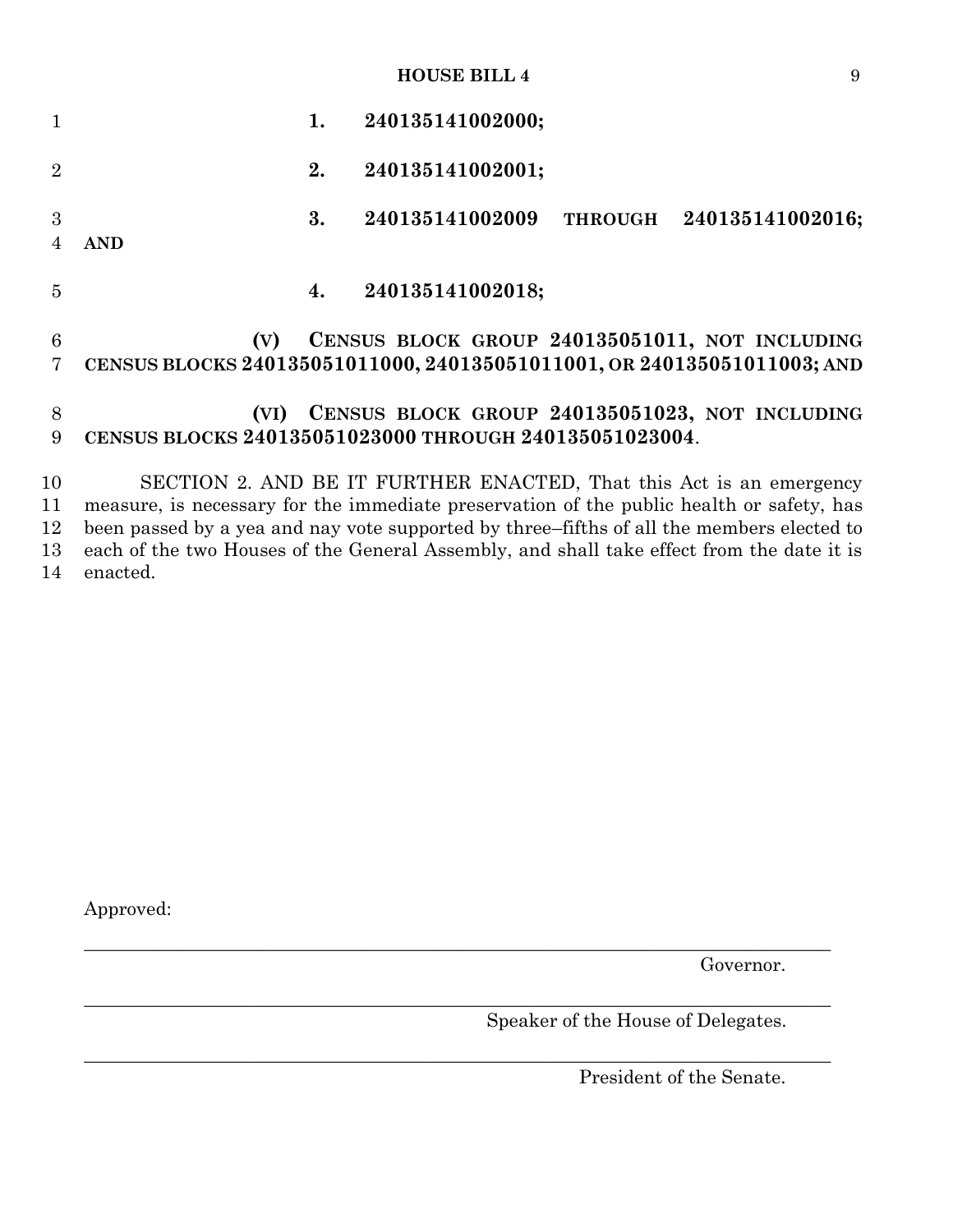**1. 240135141002000;**

**2. 240135141002001;**

**3. 240135141002009 THROUGH 240135141002016; AND**

**4. 240135141002018;**

**(V) CENSUS BLOCK GROUP 240135051011, NOT INCLUDING CENSUS BLOCKS 240135051011000, 240135051011001, OR 240135051011003; AND**

**(VI) CENSUS BLOCK GROUP 240135051023, NOT INCLUDING CENSUS BLOCKS 240135051023000 THROUGH 240135051023004**.

SECTION 2. AND BE IT FURTHER ENACTED, That this Act is an emergency measure, is necessary for the immediate preservation of the public health or safety, has been passed by a yea and nay vote supported by three–fifths of all the members elected to each of the two Houses of the General Assembly, and shall take effect from the date it is enacted.

Approved:

\_\_\_\_\_\_\_\_\_\_\_\_\_\_\_\_\_\_\_\_\_\_\_\_\_\_\_\_\_\_\_\_\_\_\_\_\_\_\_\_\_\_\_\_\_\_\_\_\_\_\_\_\_\_\_\_\_\_\_\_\_\_\_\_\_\_\_\_\_\_

Governor.

\_\_\_\_\_\_\_\_\_\_\_\_\_\_\_\_\_\_\_\_\_\_\_\_\_\_\_\_\_\_\_\_\_\_\_\_\_\_\_\_\_\_\_\_\_\_\_\_\_\_\_\_\_\_\_\_\_\_\_\_\_\_\_\_\_\_\_\_\_\_

Speaker of the House of Delegates.

\_\_\_\_\_\_\_\_\_\_\_\_\_\_\_\_\_\_\_\_\_\_\_\_\_\_\_\_\_\_\_\_\_\_\_\_\_\_\_\_\_\_\_\_\_\_\_\_\_\_\_\_\_\_\_\_\_\_\_\_\_\_\_\_\_\_\_\_\_\_

President of the Senate.